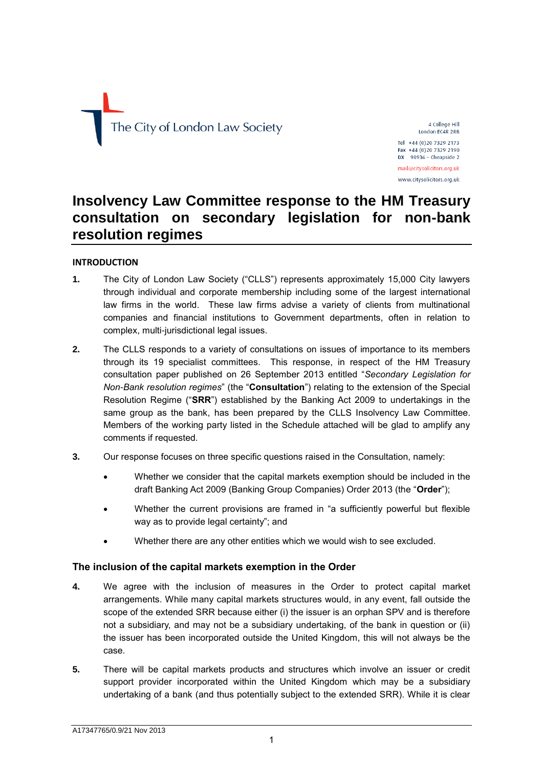The City of London Law Society

4 College Hill
London EC4R 2RB

Tel +44 (0)20 7329 2173
Fax +44 (0)20 7329 2190
DX 98936 – Cheapside 2

mail@citysolicitors.org.uk
www.citysolicitors.org.uk

# Insolvency Law Committee response to the HM Treasury consultation on secondary legislation for non-bank resolution regimes

## INTRODUCTION

**1.** The City of London Law Society ("CLLS") represents approximately 15,000 City lawyers through individual and corporate membership including some of the largest international law firms in the world. These law firms advise a variety of clients from multinational companies and financial institutions to Government departments, often in relation to complex, multi-jurisdictional legal issues.

**2.** The CLLS responds to a variety of consultations on issues of importance to its members through its 19 specialist committees. This response, in respect of the HM Treasury consultation paper published on 26 September 2013 entitled "*Secondary Legislation for Non-Bank resolution regimes*" (the "**Consultation**") relating to the extension of the Special Resolution Regime ("**SRR**") established by the Banking Act 2009 to undertakings in the same group as the bank, has been prepared by the CLLS Insolvency Law Committee. Members of the working party listed in the Schedule attached will be glad to amplify any comments if requested.

**3.** Our response focuses on three specific questions raised in the Consultation, namely:

- Whether we consider that the capital markets exemption should be included in the draft Banking Act 2009 (Banking Group Companies) Order 2013 (the "**Order**");
- Whether the current provisions are framed in "a sufficiently powerful but flexible way as to provide legal certainty"; and
- Whether there are any other entities which we would wish to see excluded.

### The inclusion of the capital markets exemption in the Order

**4.** We agree with the inclusion of measures in the Order to protect capital market arrangements. While many capital markets structures would, in any event, fall outside the scope of the extended SRR because either (i) the issuer is an orphan SPV and is therefore not a subsidiary, and may not be a subsidiary undertaking, of the bank in question or (ii) the issuer has been incorporated outside the United Kingdom, this will not always be the case.

**5.** There will be capital markets products and structures which involve an issuer or credit support provider incorporated within the United Kingdom which may be a subsidiary undertaking of a bank (and thus potentially subject to the extended SRR). While it is clear

A17347765/0.9/21 Nov 2013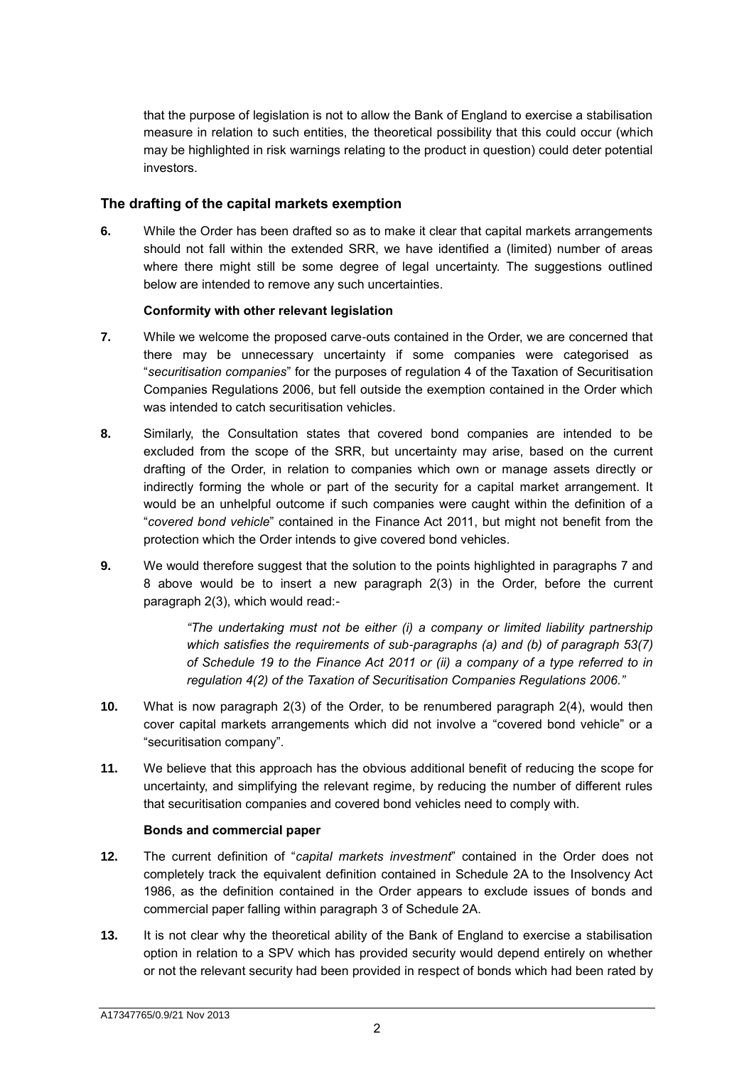that the purpose of legislation is not to allow the Bank of England to exercise a stabilisation measure in relation to such entities, the theoretical possibility that this could occur (which may be highlighted in risk warnings relating to the product in question) could deter potential investors.

## The drafting of the capital markets exemption

**6.** While the Order has been drafted so as to make it clear that capital markets arrangements should not fall within the extended SRR, we have identified a (limited) number of areas where there might still be some degree of legal uncertainty. The suggestions outlined below are intended to remove any such uncertainties.

### Conformity with other relevant legislation

**7.** While we welcome the proposed carve-outs contained in the Order, we are concerned that there may be unnecessary uncertainty if some companies were categorised as "*securitisation companies*" for the purposes of regulation 4 of the Taxation of Securitisation Companies Regulations 2006, but fell outside the exemption contained in the Order which was intended to catch securitisation vehicles.

**8.** Similarly, the Consultation states that covered bond companies are intended to be excluded from the scope of the SRR, but uncertainty may arise, based on the current drafting of the Order, in relation to companies which own or manage assets directly or indirectly forming the whole or part of the security for a capital market arrangement. It would be an unhelpful outcome if such companies were caught within the definition of a "*covered bond vehicle*" contained in the Finance Act 2011, but might not benefit from the protection which the Order intends to give covered bond vehicles.

**9.** We would therefore suggest that the solution to the points highlighted in paragraphs 7 and 8 above would be to insert a new paragraph 2(3) in the Order, before the current paragraph 2(3), which would read:-

> *"The undertaking must not be either (i) a company or limited liability partnership which satisfies the requirements of sub-paragraphs (a) and (b) of paragraph 53(7) of Schedule 19 to the Finance Act 2011 or (ii) a company of a type referred to in regulation 4(2) of the Taxation of Securitisation Companies Regulations 2006."*

**10.** What is now paragraph 2(3) of the Order, to be renumbered paragraph 2(4), would then cover capital markets arrangements which did not involve a "covered bond vehicle" or a "securitisation company".

**11.** We believe that this approach has the obvious additional benefit of reducing the scope for uncertainty, and simplifying the relevant regime, by reducing the number of different rules that securitisation companies and covered bond vehicles need to comply with.

### Bonds and commercial paper

**12.** The current definition of "*capital markets investment*" contained in the Order does not completely track the equivalent definition contained in Schedule 2A to the Insolvency Act 1986, as the definition contained in the Order appears to exclude issues of bonds and commercial paper falling within paragraph 3 of Schedule 2A.

**13.** It is not clear why the theoretical ability of the Bank of England to exercise a stabilisation option in relation to a SPV which has provided security would depend entirely on whether or not the relevant security had been provided in respect of bonds which had been rated by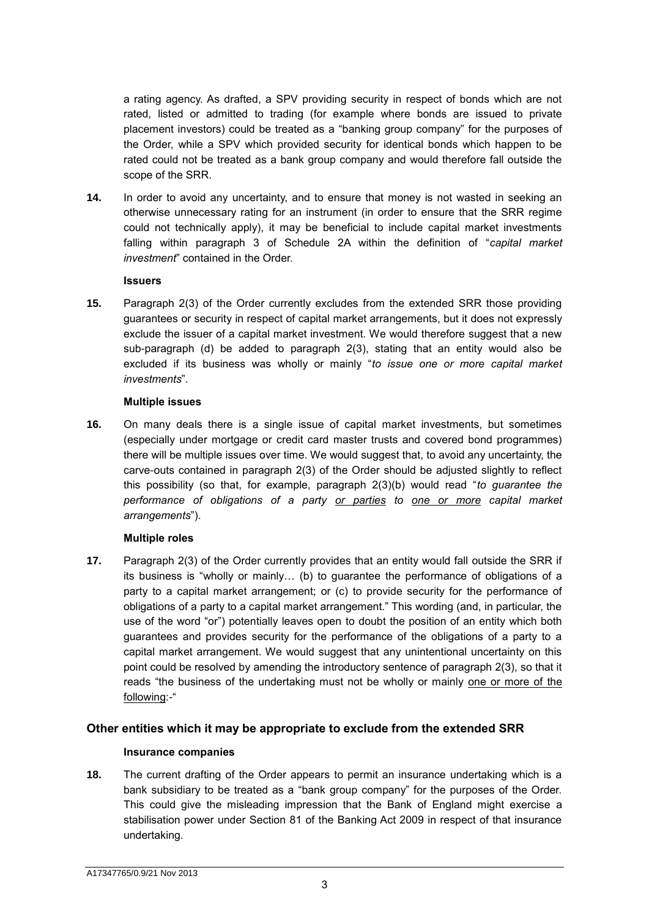a rating agency. As drafted, a SPV providing security in respect of bonds which are not rated, listed or admitted to trading (for example where bonds are issued to private placement investors) could be treated as a "banking group company" for the purposes of the Order, while a SPV which provided security for identical bonds which happen to be rated could not be treated as a bank group company and would therefore fall outside the scope of the SRR.

**14.** In order to avoid any uncertainty, and to ensure that money is not wasted in seeking an otherwise unnecessary rating for an instrument (in order to ensure that the SRR regime could not technically apply), it may be beneficial to include capital market investments falling within paragraph 3 of Schedule 2A within the definition of "*capital market investment*" contained in the Order.

**Issuers**

**15.** Paragraph 2(3) of the Order currently excludes from the extended SRR those providing guarantees or security in respect of capital market arrangements, but it does not expressly exclude the issuer of a capital market investment. We would therefore suggest that a new sub-paragraph (d) be added to paragraph 2(3), stating that an entity would also be excluded if its business was wholly or mainly "*to issue one or more capital market investments*".

**Multiple issues**

**16.** On many deals there is a single issue of capital market investments, but sometimes (especially under mortgage or credit card master trusts and covered bond programmes) there will be multiple issues over time. We would suggest that, to avoid any uncertainty, the carve-outs contained in paragraph 2(3) of the Order should be adjusted slightly to reflect this possibility (so that, for example, paragraph 2(3)(b) would read "*to guarantee the performance of obligations of a party <u>or parties</u> to <u>one or more</u> capital market arrangements*").

**Multiple roles**

**17.** Paragraph 2(3) of the Order currently provides that an entity would fall outside the SRR if its business is "wholly or mainly… (b) to guarantee the performance of obligations of a party to a capital market arrangement; or (c) to provide security for the performance of obligations of a party to a capital market arrangement." This wording (and, in particular, the use of the word "or") potentially leaves open to doubt the position of an entity which both guarantees and provides security for the performance of the obligations of a party to a capital market arrangement. We would suggest that any unintentional uncertainty on this point could be resolved by amending the introductory sentence of paragraph 2(3), so that it reads "the business of the undertaking must not be wholly or mainly <u>one or more of the following</u>:-"

## Other entities which it may be appropriate to exclude from the extended SRR

**Insurance companies**

**18.** The current drafting of the Order appears to permit an insurance undertaking which is a bank subsidiary to be treated as a "bank group company" for the purposes of the Order. This could give the misleading impression that the Bank of England might exercise a stabilisation power under Section 81 of the Banking Act 2009 in respect of that insurance undertaking.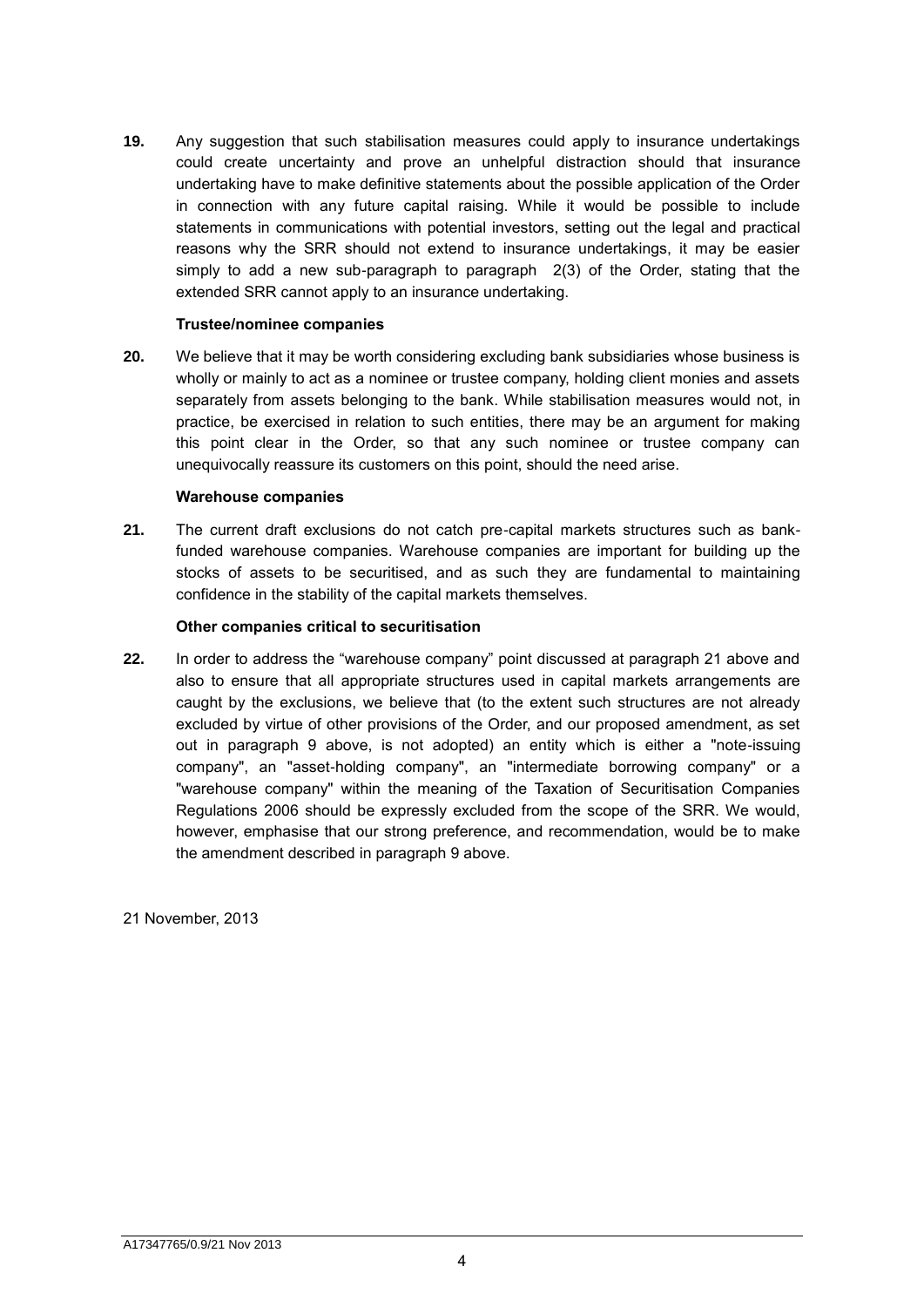**19.** Any suggestion that such stabilisation measures could apply to insurance undertakings could create uncertainty and prove an unhelpful distraction should that insurance undertaking have to make definitive statements about the possible application of the Order in connection with any future capital raising. While it would be possible to include statements in communications with potential investors, setting out the legal and practical reasons why the SRR should not extend to insurance undertakings, it may be easier simply to add a new sub-paragraph to paragraph 2(3) of the Order, stating that the extended SRR cannot apply to an insurance undertaking.

**Trustee/nominee companies**

**20.** We believe that it may be worth considering excluding bank subsidiaries whose business is wholly or mainly to act as a nominee or trustee company, holding client monies and assets separately from assets belonging to the bank. While stabilisation measures would not, in practice, be exercised in relation to such entities, there may be an argument for making this point clear in the Order, so that any such nominee or trustee company can unequivocally reassure its customers on this point, should the need arise.

**Warehouse companies**

**21.** The current draft exclusions do not catch pre-capital markets structures such as bank-funded warehouse companies. Warehouse companies are important for building up the stocks of assets to be securitised, and as such they are fundamental to maintaining confidence in the stability of the capital markets themselves.

**Other companies critical to securitisation**

**22.** In order to address the "warehouse company" point discussed at paragraph 21 above and also to ensure that all appropriate structures used in capital markets arrangements are caught by the exclusions, we believe that (to the extent such structures are not already excluded by virtue of other provisions of the Order, and our proposed amendment, as set out in paragraph 9 above, is not adopted) an entity which is either a "note-issuing company", an "asset-holding company", an "intermediate borrowing company" or a "warehouse company" within the meaning of the Taxation of Securitisation Companies Regulations 2006 should be expressly excluded from the scope of the SRR. We would, however, emphasise that our strong preference, and recommendation, would be to make the amendment described in paragraph 9 above.

21 November, 2013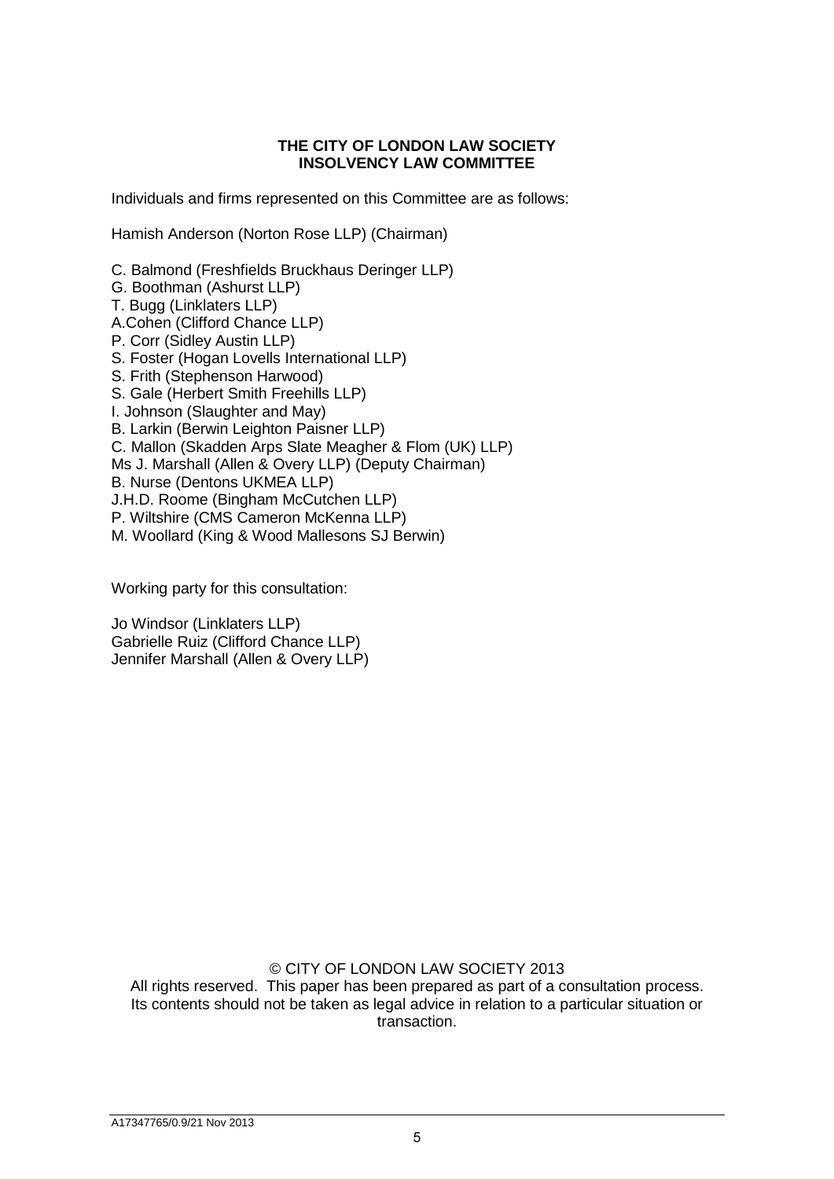**THE CITY OF LONDON LAW SOCIETY**
**INSOLVENCY LAW COMMITTEE**

Individuals and firms represented on this Committee are as follows:

Hamish Anderson (Norton Rose LLP) (Chairman)

C. Balmond (Freshfields Bruckhaus Deringer LLP)
G. Boothman (Ashurst LLP)
T. Bugg (Linklaters LLP)
A.Cohen (Clifford Chance LLP)
P. Corr (Sidley Austin LLP)
S. Foster (Hogan Lovells International LLP)
S. Frith (Stephenson Harwood)
S. Gale (Herbert Smith Freehills LLP)
I. Johnson (Slaughter and May)
B. Larkin (Berwin Leighton Paisner LLP)
C. Mallon (Skadden Arps Slate Meagher & Flom (UK) LLP)
Ms J. Marshall (Allen & Overy LLP) (Deputy Chairman)
B. Nurse (Dentons UKMEA LLP)
J.H.D. Roome (Bingham McCutchen LLP)
P. Wiltshire (CMS Cameron McKenna LLP)
M. Woollard (King & Wood Mallesons SJ Berwin)

Working party for this consultation:

Jo Windsor (Linklaters LLP)
Gabrielle Ruiz (Clifford Chance LLP)
Jennifer Marshall (Allen & Overy LLP)

© CITY OF LONDON LAW SOCIETY 2013

All rights reserved. This paper has been prepared as part of a consultation process. Its contents should not be taken as legal advice in relation to a particular situation or transaction.

A17347765/0.9/21 Nov 2013